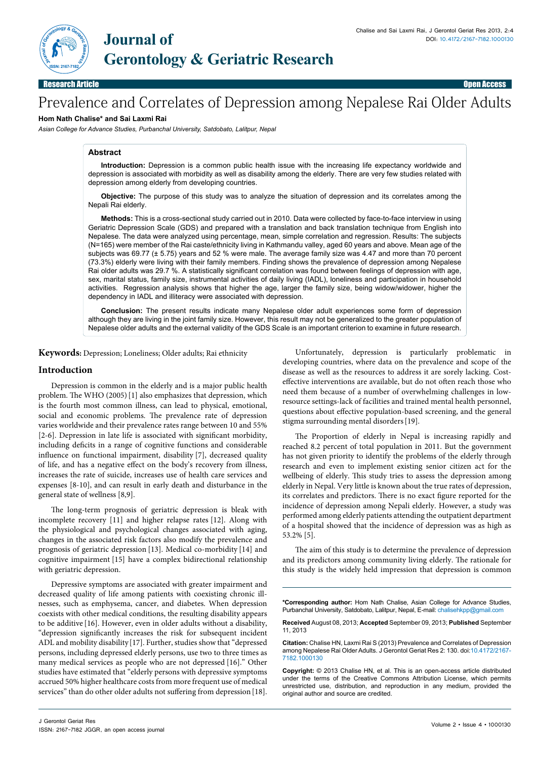# Prevalence and Correlates of Depression among Nepalese Rai Older Adults

**Hom Nath Chalise* and Sai Laxmi Rai**

*Asian College for Advance Studies, Purbanchal University, Satdobato, Lalitpur, Nepal*

Research Article — Open Access

## Abstract

**Introduction:** Depression is a common public health issue with the increasing life expectancy worldwide and depression is associated with morbidity as well as disability among the elderly. There are very few studies related with depression among elderly from developing countries.

**Objective:** The purpose of this study was to analyze the situation of depression and its correlates among the Nepali Rai elderly.

**Methods:** This is a cross-sectional study carried out in 2010. Data were collected by face-to-face interview in using Geriatric Depression Scale (GDS) and prepared with a translation and back translation technique from English into Nepalese. The data were analyzed using percentage, mean, simple correlation and regression. Results: The subjects (N=165) were member of the Rai caste/ethnicity living in Kathmandu valley, aged 60 years and above. Mean age of the subjects was 69.77 (± 5.75) years and 52 % were male. The average family size was 4.47 and more than 70 percent (73.3%) elderly were living with their family members. Finding shows the prevalence of depression among Nepalese Rai older adults was 29.7 %. A statistically significant correlation was found between feelings of depression with age, sex, marital status, family size, instrumental activities of daily living (IADL), loneliness and participation in household activities. Regression analysis shows that higher the age, larger the family size, being widow/widower, higher the dependency in IADL and illiteracy were associated with depression.

**Conclusion:** The present results indicate many Nepalese older adult experiences some form of depression although they are living in the joint family size. However, this result may not be generalized to the greater population of Nepalese older adults and the external validity of the GDS Scale is an important criterion to examine in future research.

**Keywords:** Depression; Loneliness; Older adults; Rai ethnicity

## Introduction

Depression is common in the elderly and is a major public health problem. The WHO (2005) [1] also emphasizes that depression, which is the fourth most common illness, can lead to physical, emotional, social and economic problems. The prevalence rate of depression varies worldwide and their prevalence rates range between 10 and 55% [2-6]. Depression in late life is associated with significant morbidity, including deficits in a range of cognitive functions and considerable influence on functional impairment, disability [7], decreased quality of life, and has a negative effect on the body's recovery from illness, increases the rate of suicide, increases use of health care services and expenses [8-10], and can result in early death and disturbance in the general state of wellness [8,9].

The long-term prognosis of geriatric depression is bleak with incomplete recovery [11] and higher relapse rates [12]. Along with the physiological and psychological changes associated with aging, changes in the associated risk factors also modify the prevalence and prognosis of geriatric depression [13]. Medical co-morbidity [14] and cognitive impairment [15] have a complex bidirectional relationship with geriatric depression.

Depressive symptoms are associated with greater impairment and decreased quality of life among patients with coexisting chronic illnesses, such as emphysema, cancer, and diabetes. When depression coexists with other medical conditions, the resulting disability appears to be additive [16]. However, even in older adults without a disability, "depression significantly increases the risk for subsequent incident ADL and mobility disability [17]. Further, studies show that "depressed persons, including depressed elderly persons, use two to three times as many medical services as people who are not depressed [16]." Other studies have estimated that "elderly persons with depressive symptoms accrued 50% higher healthcare costs from more frequent use of medical services" than do other older adults not suffering from depression [18].

Unfortunately, depression is particularly problematic in developing countries, where data on the prevalence and scope of the disease as well as the resources to address it are sorely lacking. Cost-effective interventions are available, but do not often reach those who need them because of a number of overwhelming challenges in low-resource settings-lack of facilities and trained mental health personnel, questions about effective population-based screening, and the general stigma surrounding mental disorders [19].

The Proportion of elderly in Nepal is increasing rapidly and reached 8.2 percent of total population in 2011. But the government has not given priority to identify the problems of the elderly through research and even to implement existing senior citizen act for the wellbeing of elderly. This study tries to assess the depression among elderly in Nepal. Very little is known about the true rates of depression, its correlates and predictors. There is no exact figure reported for the incidence of depression among Nepali elderly. However, a study was performed among elderly patients attending the outpatient department of a hospital showed that the incidence of depression was as high as 53.2% [5].

The aim of this study is to determine the prevalence of depression and its predictors among community living elderly. The rationale for this study is the widely held impression that depression is common

---

***Corresponding author:** Hom Nath Chalise, Asian College for Advance Studies, Purbanchal University, Satdobato, Lalitpur, Nepal, E-mail: chalisehkpp@gmail.com

**Received** August 08, 2013; **Accepted** September 09, 2013; **Published** September 11, 2013

**Citation:** Chalise HN, Laxmi Rai S (2013) Prevalence and Correlates of Depression among Nepalese Rai Older Adults. J Gerontol Geriat Res 2: 130. doi:10.4172/2167-7182.1000130

**Copyright:** © 2013 Chalise HN, et al. This is an open-access article distributed under the terms of the Creative Commons Attribution License, which permits unrestricted use, distribution, and reproduction in any medium, provided the original author and source are credited.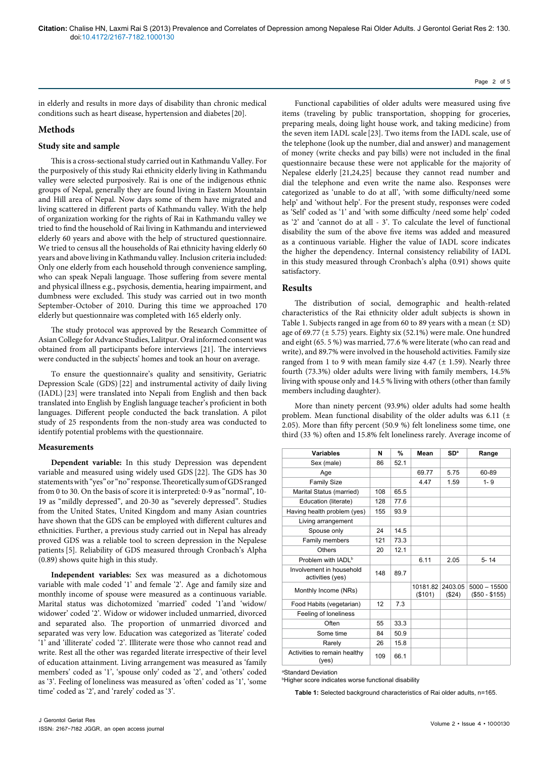in elderly and results in more days of disability than chronic medical conditions such as heart disease, hypertension and diabetes [20].

## Methods

### Study site and sample

This is a cross-sectional study carried out in Kathmandu Valley. For the purposively of this study Rai ethnicity elderly living in Kathmandu valley were selected purposively. Rai is one of the indigenous ethnic groups of Nepal, generally they are found living in Eastern Mountain and Hill area of Nepal. Now days some of them have migrated and living scattered in different parts of Kathmandu valley. With the help of organization working for the rights of Rai in Kathmandu valley we tried to find the household of Rai living in Kathmandu and interviewed elderly 60 years and above with the help of structured questionnaire. We tried to census all the households of Rai ethnicity having elderly 60 years and above living in Kathmandu valley. Inclusion criteria included: Only one elderly from each household through convenience sampling, who can speak Nepali language. Those suffering from severe mental and physical illness e.g., psychosis, dementia, hearing impairment, and dumbness were excluded. This study was carried out in two month September-October of 2010. During this time we approached 170 elderly but questionnaire was completed with 165 elderly only.

The study protocol was approved by the Research Committee of Asian College for Advance Studies, Lalitpur. Oral informed consent was obtained from all participants before interviews [21]. The interviews were conducted in the subjects' homes and took an hour on average.

To ensure the questionnaire's quality and sensitivity, Geriatric Depression Scale (GDS) [22] and instrumental activity of daily living (IADL) [23] were translated into Nepali from English and then back translated into English by English language teacher's proficient in both languages. Different people conducted the back translation. A pilot study of 25 respondents from the non-study area was conducted to identify potential problems with the questionnaire.

### Measurements

**Dependent variable:** In this study Depression was dependent variable and measured using widely used GDS [22]. The GDS has 30 statements with "yes" or "no" response. Theoretically sum of GDS ranged from 0 to 30. On the basis of score it is interpreted: 0-9 as "normal", 10-19 as "mildly depressed", and 20-30 as "severely depressed". Studies from the United States, United Kingdom and many Asian countries have shown that the GDS can be employed with different cultures and ethnicities. Further, a previous study carried out in Nepal has already proved GDS was a reliable tool to screen depression in the Nepalese patients [5]. Reliability of GDS measured through Cronbach's Alpha (0.89) shows quite high in this study.

**Independent variables:** Sex was measured as a dichotomous variable with male coded '1' and female '2'. Age and family size and monthly income of spouse were measured as a continuous variable. Marital status was dichotomized 'married' coded '1'and 'widow/widower' coded '2'. Widow or widower included unmarried, divorced and separated also. The proportion of unmarried divorced and separated was very low. Education was categorized as 'literate' coded '1' and 'illiterate' coded '2'. Illiterate were those who cannot read and write. Rest all the other was regarded literate irrespective of their level of education attainment. Living arrangement was measured as 'family members' coded as '1', 'spouse only' coded as '2', and 'others' coded as '3'. Feeling of loneliness was measured as 'often' coded as '1', 'some time' coded as '2', and 'rarely' coded as '3'.

Functional capabilities of older adults were measured using five items (traveling by public transportation, shopping for groceries, preparing meals, doing light house work, and taking medicine) from the seven item IADL scale [23]. Two items from the IADL scale, use of the telephone (look up the number, dial and answer) and management of money (write checks and pay bills) were not included in the final questionnaire because these were not applicable for the majority of Nepalese elderly [21,24,25] because they cannot read number and dial the telephone and even write the name also. Responses were categorized as 'unable to do at all', 'with some difficulty/need some help' and 'without help'. For the present study, responses were coded as 'Self' coded as '1' and 'with some difficulty /need some help' coded as '2' and 'cannot do at all - 3'. To calculate the level of functional disability the sum of the above five items was added and measured as a continuous variable. Higher the value of IADL score indicates the higher the dependency. Internal consistency reliability of IADL in this study measured through Cronbach's alpha (0.91) shows quite satisfactory.

## Results

The distribution of social, demographic and health-related characteristics of the Rai ethnicity older adult subjects is shown in Table 1. Subjects ranged in age from 60 to 89 years with a mean (± SD) age of 69.77 (± 5.75) years. Eighty six (52.1%) were male. One hundred and eight (65.5 %) was married, 77.6 % were literate (who can read and write), and 89.7% were involved in the household activities. Family size ranged from 1 to 9 with mean family size 4.47 (± 1.59). Nearly three fourth (73.3%) older adults were living with family members, 14.5% living with spouse only and 14.5 % living with others (other than family members including daughter).

More than ninety percent (93.9%) older adults had some health problem. Mean functional disability of the older adults was 6.11 (± 2.05). More than fifty percent (50.9 %) felt loneliness some time, one third (33 %) often and 15.8% felt loneliness rarely. Average income of

| Variables | N | % | Mean | SD[a] | Range |
|---|---|---|---|---|---|
| Sex (male) | 86 | 52.1 | | | |
| Age | | | 69.77 | 5.75 | 60-89 |
| Family Size | | | 4.47 | 1.59 | 1- 9 |
| Marital Status (married) | 108 | 65.5 | | | |
| Education (literate) | 128 | 77.6 | | | |
| Having health problem (yes) | 155 | 93.9 | | | |
| Living arrangement | | | | | |
| Spouse only | 24 | 14.5 | | | |
| Family members | 121 | 73.3 | | | |
| Others | 20 | 12.1 | | | |
| Problem with IADL[b] | | | 6.11 | 2.05 | 5- 14 |
| Involvement in household activities (yes) | 148 | 89.7 | | | |
| Monthly Income (NRs) | | | 10181.82 ($101) | 2403.05 ($24) | 5000 – 15500 ($50 - $155) |
| Food Habits (vegetarian) | 12 | 7.3 | | | |
| Feeling of loneliness | | | | | |
| Often | 55 | 33.3 | | | |
| Some time | 84 | 50.9 | | | |
| Rarely | 26 | 15.8 | | | |
| Activities to remain healthy (yes) | 109 | 66.1 | | | |

[a]Standard Deviation

[b]Higher score indicates worse functional disability

**Table 1:** Selected background characteristics of Rai older adults, n=165.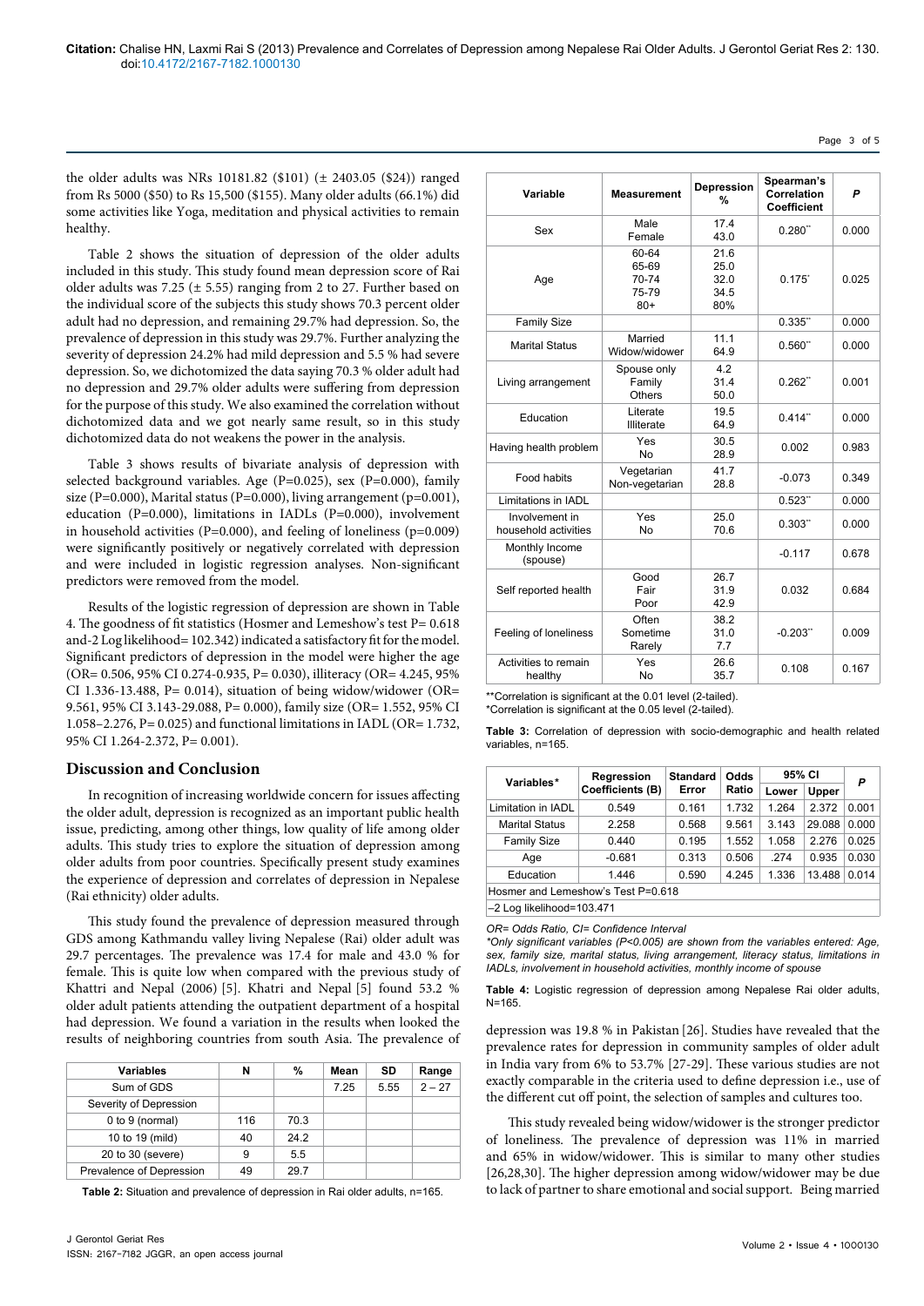the older adults was NRs 10181.82 ($101) (± 2403.05 ($24)) ranged from Rs 5000 ($50) to Rs 15,500 ($155). Many older adults (66.1%) did some activities like Yoga, meditation and physical activities to remain healthy.

Table 2 shows the situation of depression of the older adults included in this study. This study found mean depression score of Rai older adults was 7.25 (± 5.55) ranging from 2 to 27. Further based on the individual score of the subjects this study shows 70.3 percent older adult had no depression, and remaining 29.7% had depression. So, the prevalence of depression in this study was 29.7%. Further analyzing the severity of depression 24.2% had mild depression and 5.5 % had severe depression. So, we dichotomized the data saying 70.3 % older adult had no depression and 29.7% older adults were suffering from depression for the purpose of this study. We also examined the correlation without dichotomized data and we got nearly same result, so in this study dichotomized data do not weakens the power in the analysis.

Table 3 shows results of bivariate analysis of depression with selected background variables. Age (P=0.025), sex (P=0.000), family size (P=0.000), Marital status (P=0.000), living arrangement (p=0.001), education (P=0.000), limitations in IADLs (P=0.000), involvement in household activities (P=0.000), and feeling of loneliness (p=0.009) were significantly positively or negatively correlated with depression and were included in logistic regression analyses. Non-significant predictors were removed from the model.

Results of the logistic regression of depression are shown in Table 4. The goodness of fit statistics (Hosmer and Lemeshow's test P= 0.618 and-2 Log likelihood= 102.342) indicated a satisfactory fit for the model. Significant predictors of depression in the model were higher the age (OR= 0.506, 95% CI 0.274-0.935, P= 0.030), illiteracy (OR= 4.245, 95% CI 1.336-13.488, P= 0.014), situation of being widow/widower (OR= 9.561, 95% CI 3.143-29.088, P= 0.000), family size (OR= 1.552, 95% CI 1.058–2.276, P= 0.025) and functional limitations in IADL (OR= 1.732, 95% CI 1.264-2.372, P= 0.001).

## Discussion and Conclusion

In recognition of increasing worldwide concern for issues affecting the older adult, depression is recognized as an important public health issue, predicting, among other things, low quality of life among older adults. This study tries to explore the situation of depression among older adults from poor countries. Specifically present study examines the experience of depression and correlates of depression in Nepalese (Rai ethnicity) older adults.

This study found the prevalence of depression measured through GDS among Kathmandu valley living Nepalese (Rai) older adult was 29.7 percentages. The prevalence was 17.4 for male and 43.0 % for female. This is quite low when compared with the previous study of Khattri and Nepal (2006) [5]. Khatri and Nepal [5] found 53.2 % older adult patients attending the outpatient department of a hospital had depression. We found a variation in the results when looked the results of neighboring countries from south Asia. The prevalence of depression was 19.8 % in Pakistan [26]. Studies have revealed that the prevalence rates for depression in community samples of older adult in India vary from 6% to 53.7% [27-29]. These various studies are not exactly comparable in the criteria used to define depression i.e., use of the different cut off point, the selection of samples and cultures too.

This study revealed being widow/widower is the stronger predictor of loneliness. The prevalence of depression was 11% in married and 65% in widow/widower. This is similar to many other studies [26,28,30]. The higher depression among widow/widower may be due to lack of partner to share emotional and social support. Being married

| Variables | N | % | Mean | SD | Range |
|---|---|---|---|---|---|
| Sum of GDS | | | 7.25 | 5.55 | 2 – 27 |
| Severity of Depression | | | | | |
| 0 to 9 (normal) | 116 | 70.3 | | | |
| 10 to 19 (mild) | 40 | 24.2 | | | |
| 20 to 30 (severe) | 9 | 5.5 | | | |
| Prevalence of Depression | 49 | 29.7 | | | |

**Table 2:** Situation and prevalence of depression in Rai older adults, n=165.

| Variable | Measurement | Depression % | Spearman's Correlation Coefficient | P |
|---|---|---|---|---|
| Sex | Male<br>Female | 17.4<br>43.0 | 0.280** | 0.000 |
| Age | 60-64<br>65-69<br>70-74<br>75-79<br>80+ | 21.6<br>25.0<br>32.0<br>34.5<br>80% | 0.175* | 0.025 |
| Family Size | | | 0.335** | 0.000 |
| Marital Status | Married<br>Widow/widower | 11.1<br>64.9 | 0.560** | 0.000 |
| Living arrangement | Spouse only<br>Family<br>Others | 4.2<br>31.4<br>50.0 | 0.262** | 0.001 |
| Education | Literate<br>Illiterate | 19.5<br>64.9 | 0.414** | 0.000 |
| Having health problem | Yes<br>No | 30.5<br>28.9 | 0.002 | 0.983 |
| Food habits | Vegetarian<br>Non-vegetarian | 41.7<br>28.8 | -0.073 | 0.349 |
| Limitations in IADL | | | 0.523** | 0.000 |
| Involvement in household activities | Yes<br>No | 25.0<br>70.6 | 0.303** | 0.000 |
| Monthly Income (spouse) | | | -0.117 | 0.678 |
| Self reported health | Good<br>Fair<br>Poor | 26.7<br>31.9<br>42.9 | 0.032 | 0.684 |
| Feeling of loneliness | Often<br>Sometime<br>Rarely | 38.2<br>31.0<br>7.7 | -0.203** | 0.009 |
| Activities to remain healthy | Yes<br>No | 26.6<br>35.7 | 0.108 | 0.167 |

**Correlation is significant at the 0.01 level (2-tailed).
*Correlation is significant at the 0.05 level (2-tailed).

**Table 3:** Correlation of depression with socio-demographic and health related variables, n=165.

| Variables* | Regression Coefficients (B) | Standard Error | Odds Ratio | 95% CI | | P |
|---|---|---|---|---|---|---|
| | | | | Lower | Upper | |
| Limitation in IADL | 0.549 | 0.161 | 1.732 | 1.264 | 2.372 | 0.001 |
| Marital Status | 2.258 | 0.568 | 9.561 | 3.143 | 29.088 | 0.000 |
| Family Size | 0.440 | 0.195 | 1.552 | 1.058 | 2.276 | 0.025 |
| Age | -0.681 | 0.313 | 0.506 | .274 | 0.935 | 0.030 |
| Education | 1.446 | 0.590 | 4.245 | 1.336 | 13.488 | 0.014 |
| Hosmer and Lemeshow's Test P=0.618 | | | | | | |
| –2 Log likelihood=103.471 | | | | | | |

*OR= Odds Ratio, CI= Confidence Interval*
*\*Only significant variables (P<0.005) are shown from the variables entered: Age, sex, family size, marital status, living arrangement, literacy status, limitations in IADLs, involvement in household activities, monthly income of spouse*

**Table 4:** Logistic regression of depression among Nepalese Rai older adults, N=165.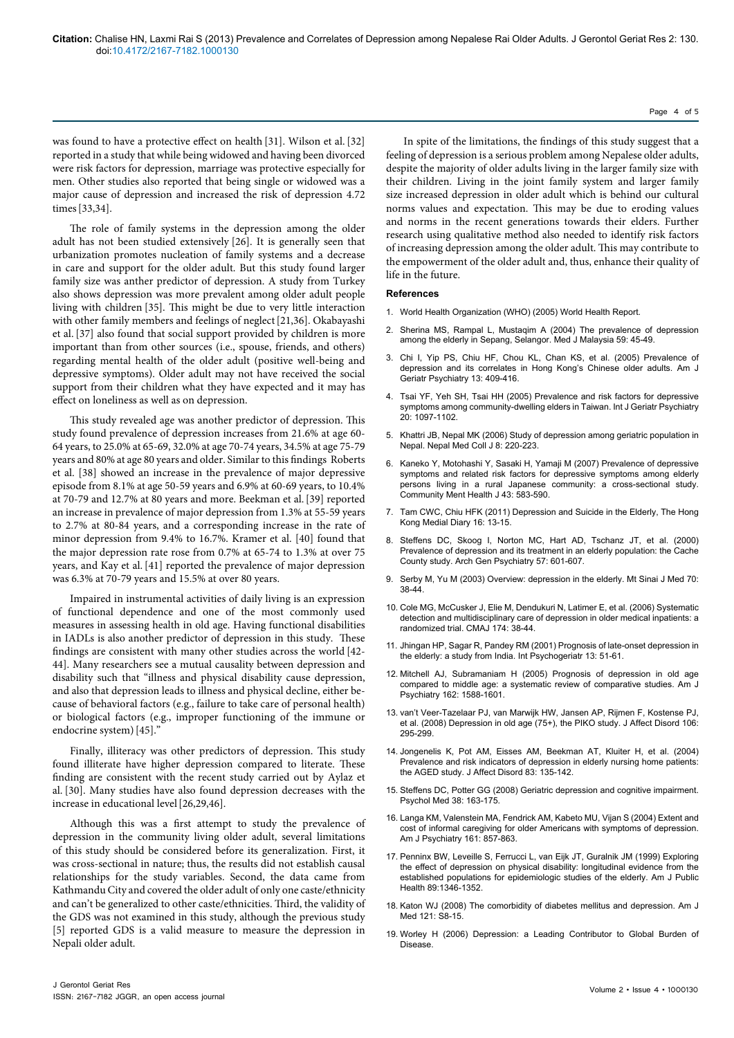was found to have a protective effect on health [31]. Wilson et al. [32] reported in a study that while being widowed and having been divorced were risk factors for depression, marriage was protective especially for men. Other studies also reported that being single or widowed was a major cause of depression and increased the risk of depression 4.72 times [33,34].

The role of family systems in the depression among the older adult has not been studied extensively [26]. It is generally seen that urbanization promotes nucleation of family systems and a decrease in care and support for the older adult. But this study found larger family size was anther predictor of depression. A study from Turkey also shows depression was more prevalent among older adult people living with children [35]. This might be due to very little interaction with other family members and feelings of neglect [21,36]. Okabayashi et al. [37] also found that social support provided by children is more important than from other sources (i.e., spouse, friends, and others) regarding mental health of the older adult (positive well-being and depressive symptoms). Older adult may not have received the social support from their children what they have expected and it may has effect on loneliness as well as on depression.

This study revealed age was another predictor of depression. This study found prevalence of depression increases from 21.6% at age 60-64 years, to 25.0% at 65-69, 32.0% at age 70-74 years, 34.5% at age 75-79 years and 80% at age 80 years and older. Similar to this findings Roberts et al. [38] showed an increase in the prevalence of major depressive episode from 8.1% at age 50-59 years and 6.9% at 60-69 years, to 10.4% at 70-79 and 12.7% at 80 years and more. Beekman et al. [39] reported an increase in prevalence of major depression from 1.3% at 55-59 years to 2.7% at 80-84 years, and a corresponding increase in the rate of minor depression from 9.4% to 16.7%. Kramer et al. [40] found that the major depression rate rose from 0.7% at 65-74 to 1.3% at over 75 years, and Kay et al. [41] reported the prevalence of major depression was 6.3% at 70-79 years and 15.5% at over 80 years.

Impaired in instrumental activities of daily living is an expression of functional dependence and one of the most commonly used measures in assessing health in old age. Having functional disabilities in IADLs is also another predictor of depression in this study. These findings are consistent with many other studies across the world [42-44]. Many researchers see a mutual causality between depression and disability such that "illness and physical disability cause depression, and also that depression leads to illness and physical decline, either because of behavioral factors (e.g., failure to take care of personal health) or biological factors (e.g., improper functioning of the immune or endocrine system) [45]."

Finally, illiteracy was other predictors of depression. This study found illiterate have higher depression compared to literate. These finding are consistent with the recent study carried out by Aylaz et al. [30]. Many studies have also found depression decreases with the increase in educational level [26,29,46].

Although this was a first attempt to study the prevalence of depression in the community living older adult, several limitations of this study should be considered before its generalization. First, it was cross-sectional in nature; thus, the results did not establish causal relationships for the study variables. Second, the data came from Kathmandu City and covered the older adult of only one caste/ethnicity and can't be generalized to other caste/ethnicities. Third, the validity of the GDS was not examined in this study, although the previous study [5] reported GDS is a valid measure to measure the depression in Nepali older adult.

In spite of the limitations, the findings of this study suggest that a feeling of depression is a serious problem among Nepalese older adults, despite the majority of older adults living in the larger family size with their children. Living in the joint family system and larger family size increased depression in older adult which is behind our cultural norms values and expectation. This may be due to eroding values and norms in the recent generations towards their elders. Further research using qualitative method also needed to identify risk factors of increasing depression among the older adult. This may contribute to the empowerment of the older adult and, thus, enhance their quality of life in the future.

## References

1. World Health Organization (WHO) (2005) World Health Report.
2. Sherina MS, Rampal L, Mustaqim A (2004) The prevalence of depression among the elderly in Sepang, Selangor. Med J Malaysia 59: 45-49.
3. Chi I, Yip PS, Chiu HF, Chou KL, Chan KS, et al. (2005) Prevalence of depression and its correlates in Hong Kong's Chinese older adults. Am J Geriatr Psychiatry 13: 409-416.
4. Tsai YF, Yeh SH, Tsai HH (2005) Prevalence and risk factors for depressive symptoms among community-dwelling elders in Taiwan. Int J Geriatr Psychiatry 20: 1097-1102.
5. Khattri JB, Nepal MK (2006) Study of depression among geriatric population in Nepal. Nepal Med Coll J 8: 220-223.
6. Kaneko Y, Motohashi Y, Sasaki H, Yamaji M (2007) Prevalence of depressive symptoms and related risk factors for depressive symptoms among elderly persons living in a rural Japanese community: a cross-sectional study. Community Ment Health J 43: 583-590.
7. Tam CWC, Chiu HFK (2011) Depression and Suicide in the Elderly, The Hong Kong Medial Diary 16: 13-15.
8. Steffens DC, Skoog I, Norton MC, Hart AD, Tschanz JT, et al. (2000) Prevalence of depression and its treatment in an elderly population: the Cache County study. Arch Gen Psychiatry 57: 601-607.
9. Serby M, Yu M (2003) Overview: depression in the elderly. Mt Sinai J Med 70: 38-44.
10. Cole MG, McCusker J, Elie M, Dendukuri N, Latimer E, et al. (2006) Systematic detection and multidisciplinary care of depression in older medical inpatients: a randomized trial. CMAJ 174: 38-44.
11. Jhingan HP, Sagar R, Pandey RM (2001) Prognosis of late-onset depression in the elderly: a study from India. Int Psychogeriatr 13: 51-61.
12. Mitchell AJ, Subramaniam H (2005) Prognosis of depression in old age compared to middle age: a systematic review of comparative studies. Am J Psychiatry 162: 1588-1601.
13. van't Veer-Tazelaar PJ, van Marwijk HW, Jansen AP, Rijmen F, Kostense PJ, et al. (2008) Depression in old age (75+), the PIKO study. J Affect Disord 106: 295-299.
14. Jongenelis K, Pot AM, Eisses AM, Beekman AT, Kluiter H, et al. (2004) Prevalence and risk indicators of depression in elderly nursing home patients: the AGED study. J Affect Disord 83: 135-142.
15. Steffens DC, Potter GG (2008) Geriatric depression and cognitive impairment. Psychol Med 38: 163-175.
16. Langa KM, Valenstein MA, Fendrick AM, Kabeto MU, Vijan S (2004) Extent and cost of informal caregiving for older Americans with symptoms of depression. Am J Psychiatry 161: 857-863.
17. Penninx BW, Leveille S, Ferrucci L, van Eijk JT, Guralnik JM (1999) Exploring the effect of depression on physical disability: longitudinal evidence from the established populations for epidemiologic studies of the elderly. Am J Public Health 89:1346-1352.
18. Katon WJ (2008) The comorbidity of diabetes mellitus and depression. Am J Med 121: S8-15.
19. Worley H (2006) Depression: a Leading Contributor to Global Burden of Disease.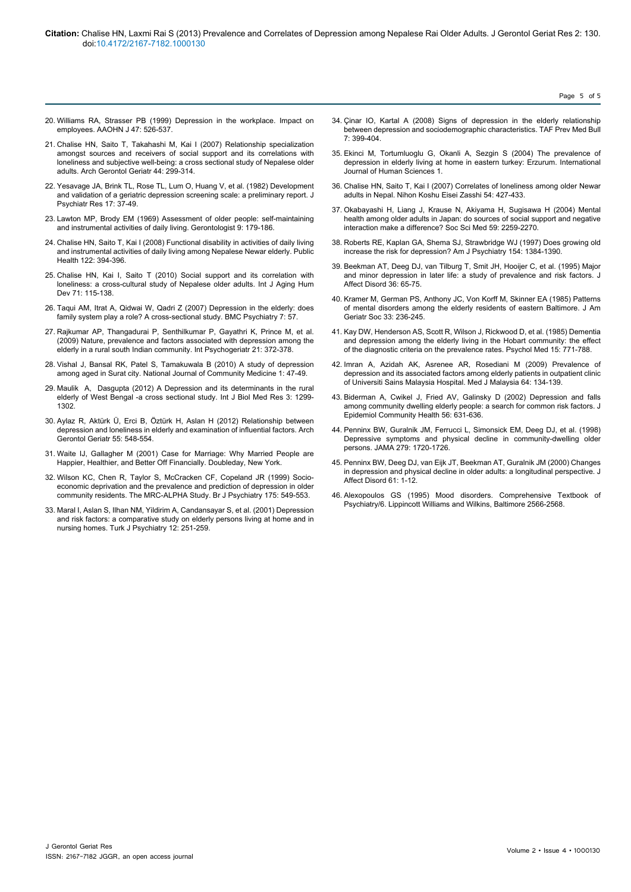20. Williams RA, Strasser PB (1999) Depression in the workplace. Impact on employees. AAOHN J 47: 526-537.
21. Chalise HN, Saito T, Takahashi M, Kai I (2007) Relationship specialization amongst sources and receivers of social support and its correlations with loneliness and subjective well-being: a cross sectional study of Nepalese older adults. Arch Gerontol Geriatr 44: 299-314.
22. Yesavage JA, Brink TL, Rose TL, Lum O, Huang V, et al. (1982) Development and validation of a geriatric depression screening scale: a preliminary report. J Psychiatr Res 17: 37-49.
23. Lawton MP, Brody EM (1969) Assessment of older people: self-maintaining and instrumental activities of daily living. Gerontologist 9: 179-186.
24. Chalise HN, Saito T, Kai I (2008) Functional disability in activities of daily living and instrumental activities of daily living among Nepalese Newar elderly. Public Health 122: 394-396.
25. Chalise HN, Kai I, Saito T (2010) Social support and its correlation with loneliness: a cross-cultural study of Nepalese older adults. Int J Aging Hum Dev 71: 115-138.
26. Taqui AM, Itrat A, Qidwai W, Qadri Z (2007) Depression in the elderly: does family system play a role? A cross-sectional study. BMC Psychiatry 7: 57.
27. Rajkumar AP, Thangadurai P, Senthilkumar P, Gayathri K, Prince M, et al. (2009) Nature, prevalence and factors associated with depression among the elderly in a rural south Indian community. Int Psychogeriatr 21: 372-378.
28. Vishal J, Bansal RK, Patel S, Tamakuwala B (2010) A study of depression among aged in Surat city. National Journal of Community Medicine 1: 47-49.
29. Maulik A, Dasgupta (2012) A Depression and its determinants in the rural elderly of West Bengal -a cross sectional study. Int J Biol Med Res 3: 1299-1302.
30. Aylaz R, Aktürk Ü, Erci B, Öztürk H, Aslan H (2012) Relationship between depression and loneliness in elderly and examination of influential factors. Arch Gerontol Geriatr 55: 548-554.
31. Waite IJ, Gallagher M (2001) Case for Marriage: Why Married People are Happier, Healthier, and Better Off Financially. Doubleday, New York.
32. Wilson KC, Chen R, Taylor S, McCracken CF, Copeland JR (1999) Socio-economic deprivation and the prevalence and prediction of depression in older community residents. The MRC-ALPHA Study. Br J Psychiatry 175: 549-553.
33. Maral I, Aslan S, Ilhan NM, Yildirim A, Candansayar S, et al. (2001) Depression and risk factors: a comparative study on elderly persons living at home and in nursing homes. Turk J Psychiatry 12: 251-259.
34. Çinar IO, Kartal A (2008) Signs of depression in the elderly relationship between depression and sociodemographic characteristics. TAF Prev Med Bull 7: 399-404.
35. Ekinci M, Tortumluoglu G, Okanli A, Sezgin S (2004) The prevalence of depression in elderly living at home in eastern turkey: Erzurum. International Journal of Human Sciences 1.
36. Chalise HN, Saito T, Kai I (2007) Correlates of loneliness among older Newar adults in Nepal. Nihon Koshu Eisei Zasshi 54: 427-433.
37. Okabayashi H, Liang J, Krause N, Akiyama H, Sugisawa H (2004) Mental health among older adults in Japan: do sources of social support and negative interaction make a difference? Soc Sci Med 59: 2259-2270.
38. Roberts RE, Kaplan GA, Shema SJ, Strawbridge WJ (1997) Does growing old increase the risk for depression? Am J Psychiatry 154: 1384-1390.
39. Beekman AT, Deeg DJ, van Tilburg T, Smit JH, Hooijer C, et al. (1995) Major and minor depression in later life: a study of prevalence and risk factors. J Affect Disord 36: 65-75.
40. Kramer M, German PS, Anthony JC, Von Korff M, Skinner EA (1985) Patterns of mental disorders among the elderly residents of eastern Baltimore. J Am Geriatr Soc 33: 236-245.
41. Kay DW, Henderson AS, Scott R, Wilson J, Rickwood D, et al. (1985) Dementia and depression among the elderly living in the Hobart community: the effect of the diagnostic criteria on the prevalence rates. Psychol Med 15: 771-788.
42. Imran A, Azidah AK, Asrenee AR, Rosediani M (2009) Prevalence of depression and its associated factors among elderly patients in outpatient clinic of Universiti Sains Malaysia Hospital. Med J Malaysia 64: 134-139.
43. Biderman A, Cwikel J, Fried AV, Galinsky D (2002) Depression and falls among community dwelling elderly people: a search for common risk factors. J Epidemiol Community Health 56: 631-636.
44. Penninx BW, Guralnik JM, Ferrucci L, Simonsick EM, Deeg DJ, et al. (1998) Depressive symptoms and physical decline in community-dwelling older persons. JAMA 279: 1720-1726.
45. Penninx BW, Deeg DJ, van Eijk JT, Beekman AT, Guralnik JM (2000) Changes in depression and physical decline in older adults: a longitudinal perspective. J Affect Disord 61: 1-12.
46. Alexopoulos GS (1995) Mood disorders. Comprehensive Textbook of Psychiatry/6. Lippincott Williams and Wilkins, Baltimore 2566-2568.